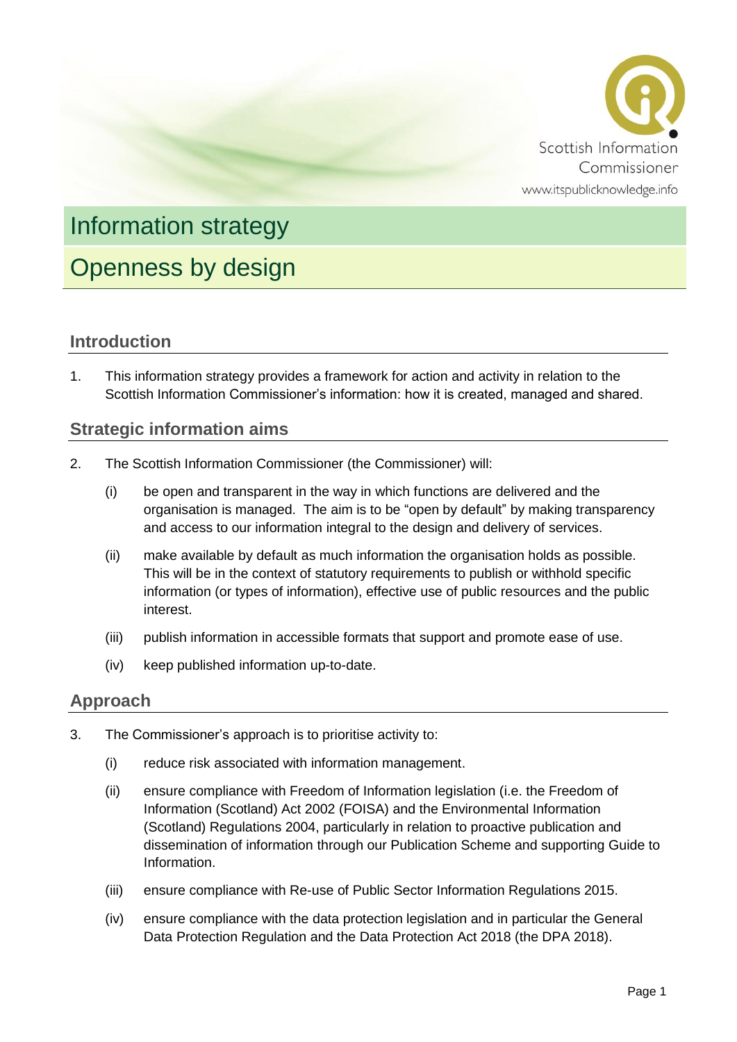Scottish Information Commissioner
www.itspublicknowledge.info

# Information strategy

# Openness by design

## Introduction

1. This information strategy provides a framework for action and activity in relation to the Scottish Information Commissioner's information: how it is created, managed and shared.

## Strategic information aims

2. The Scottish Information Commissioner (the Commissioner) will:

   (i) be open and transparent in the way in which functions are delivered and the organisation is managed. The aim is to be "open by default" by making transparency and access to our information integral to the design and delivery of services.

   (ii) make available by default as much information the organisation holds as possible. This will be in the context of statutory requirements to publish or withhold specific information (or types of information), effective use of public resources and the public interest.

   (iii) publish information in accessible formats that support and promote ease of use.

   (iv) keep published information up-to-date.

## Approach

3. The Commissioner's approach is to prioritise activity to:

   (i) reduce risk associated with information management.

   (ii) ensure compliance with Freedom of Information legislation (i.e. the Freedom of Information (Scotland) Act 2002 (FOISA) and the Environmental Information (Scotland) Regulations 2004, particularly in relation to proactive publication and dissemination of information through our Publication Scheme and supporting Guide to Information.

   (iii) ensure compliance with Re-use of Public Sector Information Regulations 2015.

   (iv) ensure compliance with the data protection legislation and in particular the General Data Protection Regulation and the Data Protection Act 2018 (the DPA 2018).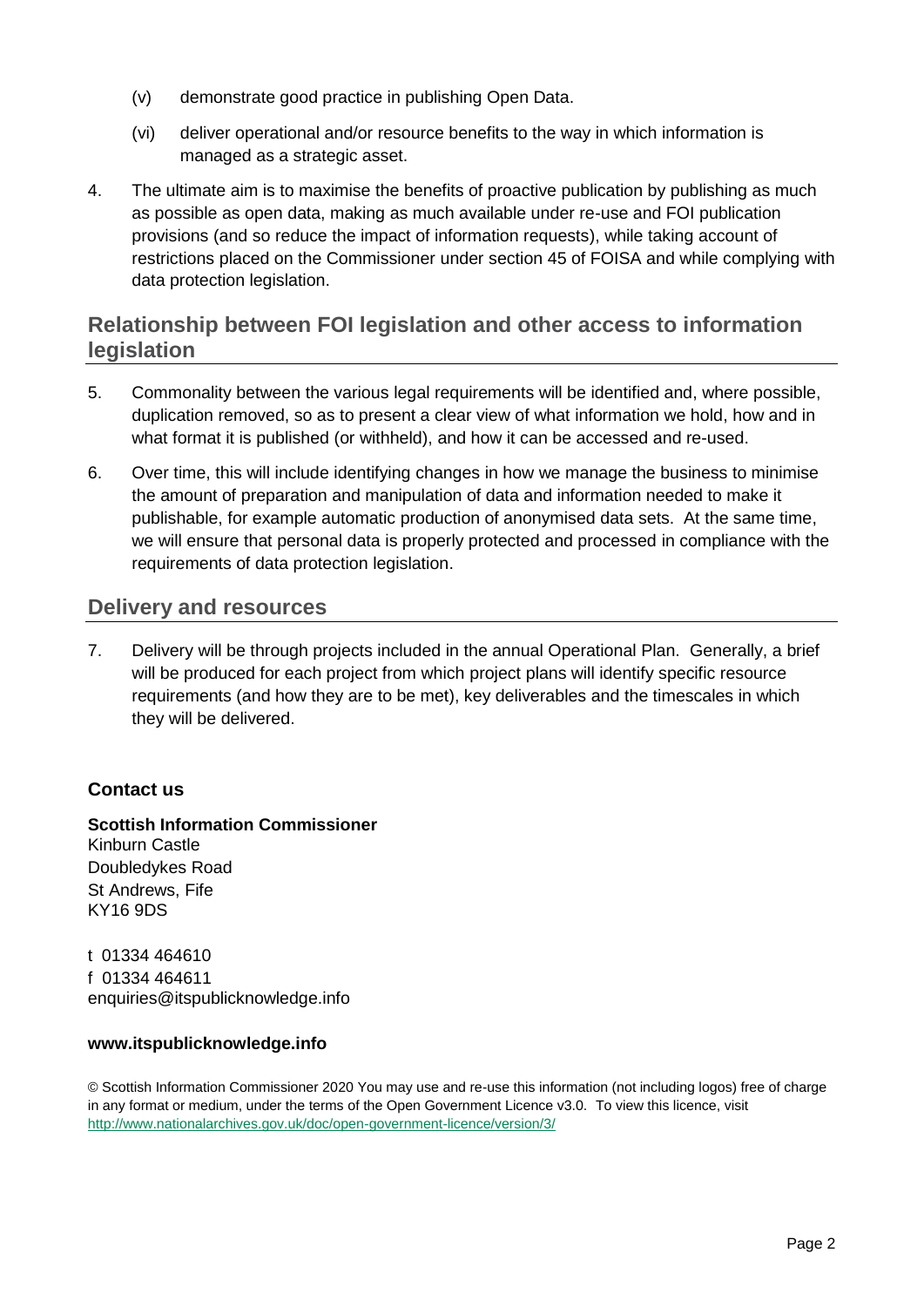(v) demonstrate good practice in publishing Open Data.

(vi) deliver operational and/or resource benefits to the way in which information is managed as a strategic asset.

4. The ultimate aim is to maximise the benefits of proactive publication by publishing as much as possible as open data, making as much available under re-use and FOI publication provisions (and so reduce the impact of information requests), while taking account of restrictions placed on the Commissioner under section 45 of FOISA and while complying with data protection legislation.

## Relationship between FOI legislation and other access to information legislation

5. Commonality between the various legal requirements will be identified and, where possible, duplication removed, so as to present a clear view of what information we hold, how and in what format it is published (or withheld), and how it can be accessed and re-used.

6. Over time, this will include identifying changes in how we manage the business to minimise the amount of preparation and manipulation of data and information needed to make it publishable, for example automatic production of anonymised data sets. At the same time, we will ensure that personal data is properly protected and processed in compliance with the requirements of data protection legislation.

## Delivery and resources

7. Delivery will be through projects included in the annual Operational Plan. Generally, a brief will be produced for each project from which project plans will identify specific resource requirements (and how they are to be met), key deliverables and the timescales in which they will be delivered.

### Contact us

**Scottish Information Commissioner**
Kinburn Castle
Doubledykes Road
St Andrews, Fife
KY16 9DS

t 01334 464610
f 01334 464611
enquiries@itspublicknowledge.info

**www.itspublicknowledge.info**

© Scottish Information Commissioner 2020 You may use and re-use this information (not including logos) free of charge in any format or medium, under the terms of the Open Government Licence v3.0. To view this licence, visit http://www.nationalarchives.gov.uk/doc/open-government-licence/version/3/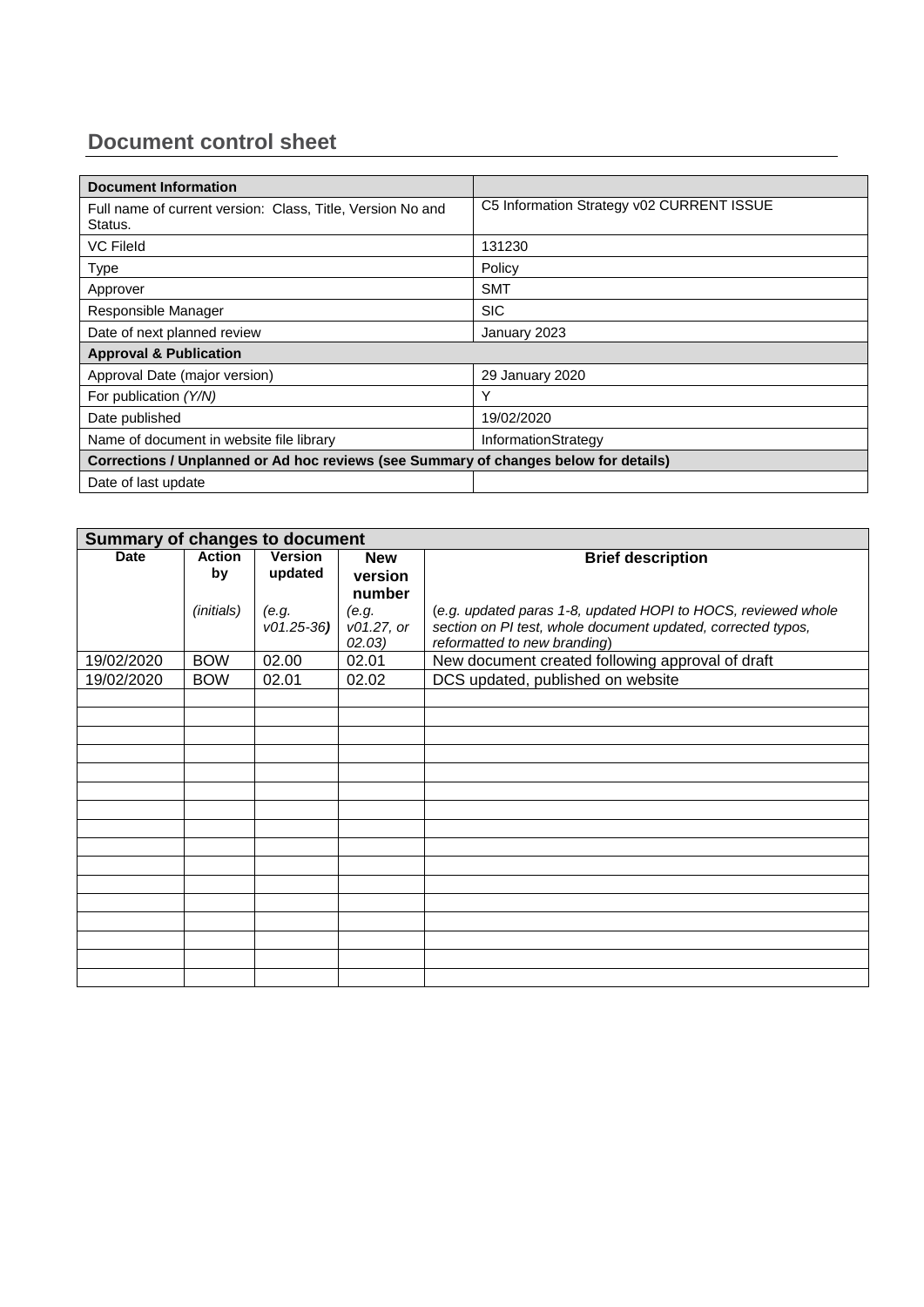## Document control sheet

| **Document Information** | |
|---|---|
| Full name of current version: Class, Title, Version No and Status. | C5 Information Strategy v02 CURRENT ISSUE |
| VC FileId | 131230 |
| Type | Policy |
| Approver | SMT |
| Responsible Manager | SIC |
| Date of next planned review | January 2023 |
| **Approval & Publication** | |
| Approval Date (major version) | 29 January 2020 |
| For publication *(Y/N)* | Y |
| Date published | 19/02/2020 |
| Name of document in website file library | InformationStrategy |
| **Corrections / Unplanned or Ad hoc reviews (see Summary of changes below for details)** | |
| Date of last update | |

| **Summary of changes to document** | | | | |
|---|---|---|---|---|
| **Date** | **Action by** *(initials)* | **Version updated** *(e.g. v01.25-36)* | **New version number** *(e.g. v01.27, or 02.03)* | **Brief description** (*e.g. updated paras 1-8, updated HOPI to HOCS, reviewed whole section on PI test, whole document updated, corrected typos, reformatted to new branding*) |
| 19/02/2020 | BOW | 02.00 | 02.01 | New document created following approval of draft |
| 19/02/2020 | BOW | 02.01 | 02.02 | DCS updated, published on website |
| | | | | |
| | | | | |
| | | | | |
| | | | | |
| | | | | |
| | | | | |
| | | | | |
| | | | | |
| | | | | |
| | | | | |
| | | | | |
| | | | | |
| | | | | |
| | | | | |
| | | | | |
| | | | | |